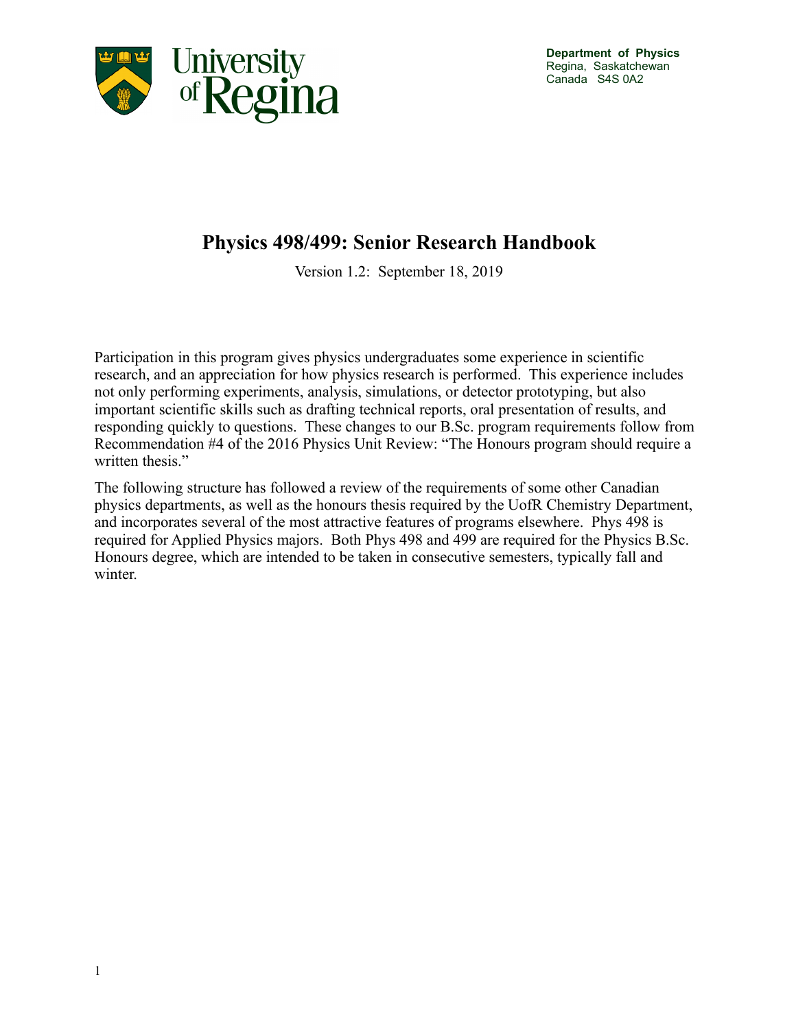University of Regina

**Department of Physics**
Regina, Saskatchewan
Canada S4S 0A2

# Physics 498/499: Senior Research Handbook

Version 1.2: September 18, 2019

Participation in this program gives physics undergraduates some experience in scientific research, and an appreciation for how physics research is performed. This experience includes not only performing experiments, analysis, simulations, or detector prototyping, but also important scientific skills such as drafting technical reports, oral presentation of results, and responding quickly to questions. These changes to our B.Sc. program requirements follow from Recommendation #4 of the 2016 Physics Unit Review: "The Honours program should require a written thesis."

The following structure has followed a review of the requirements of some other Canadian physics departments, as well as the honours thesis required by the UofR Chemistry Department, and incorporates several of the most attractive features of programs elsewhere. Phys 498 is required for Applied Physics majors. Both Phys 498 and 499 are required for the Physics B.Sc. Honours degree, which are intended to be taken in consecutive semesters, typically fall and winter.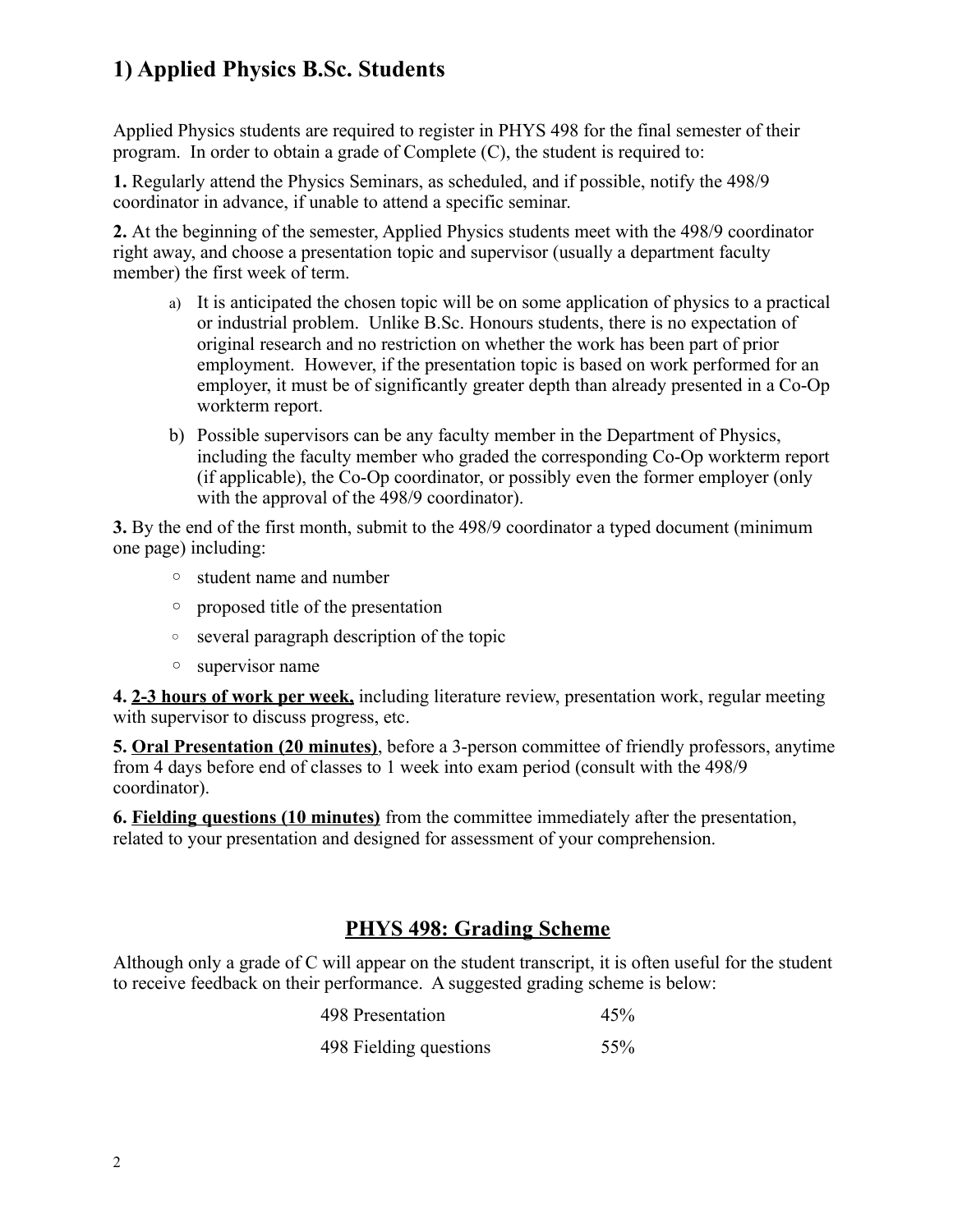# 1) Applied Physics B.Sc. Students

Applied Physics students are required to register in PHYS 498 for the final semester of their program. In order to obtain a grade of Complete (C), the student is required to:

**1.** Regularly attend the Physics Seminars, as scheduled, and if possible, notify the 498/9 coordinator in advance, if unable to attend a specific seminar.

**2.** At the beginning of the semester, Applied Physics students meet with the 498/9 coordinator right away, and choose a presentation topic and supervisor (usually a department faculty member) the first week of term.

a) It is anticipated the chosen topic will be on some application of physics to a practical or industrial problem. Unlike B.Sc. Honours students, there is no expectation of original research and no restriction on whether the work has been part of prior employment. However, if the presentation topic is based on work performed for an employer, it must be of significantly greater depth than already presented in a Co-Op workterm report.

b) Possible supervisors can be any faculty member in the Department of Physics, including the faculty member who graded the corresponding Co-Op workterm report (if applicable), the Co-Op coordinator, or possibly even the former employer (only with the approval of the 498/9 coordinator).

**3.** By the end of the first month, submit to the 498/9 coordinator a typed document (minimum one page) including:

- student name and number
- proposed title of the presentation
- several paragraph description of the topic
- supervisor name

**4.** **<u>2-3 hours of work per week,</u>** including literature review, presentation work, regular meeting with supervisor to discuss progress, etc.

**5.** **<u>Oral Presentation (20 minutes)</u>**, before a 3-person committee of friendly professors, anytime from 4 days before end of classes to 1 week into exam period (consult with the 498/9 coordinator).

**6.** **<u>Fielding questions (10 minutes)</u>** from the committee immediately after the presentation, related to your presentation and designed for assessment of your comprehension.

## <u>PHYS 498: Grading Scheme</u>

Although only a grade of C will appear on the student transcript, it is often useful for the student to receive feedback on their performance. A suggested grading scheme is below:

| | |
|---|---|
| 498 Presentation | 45% |
| 498 Fielding questions | 55% |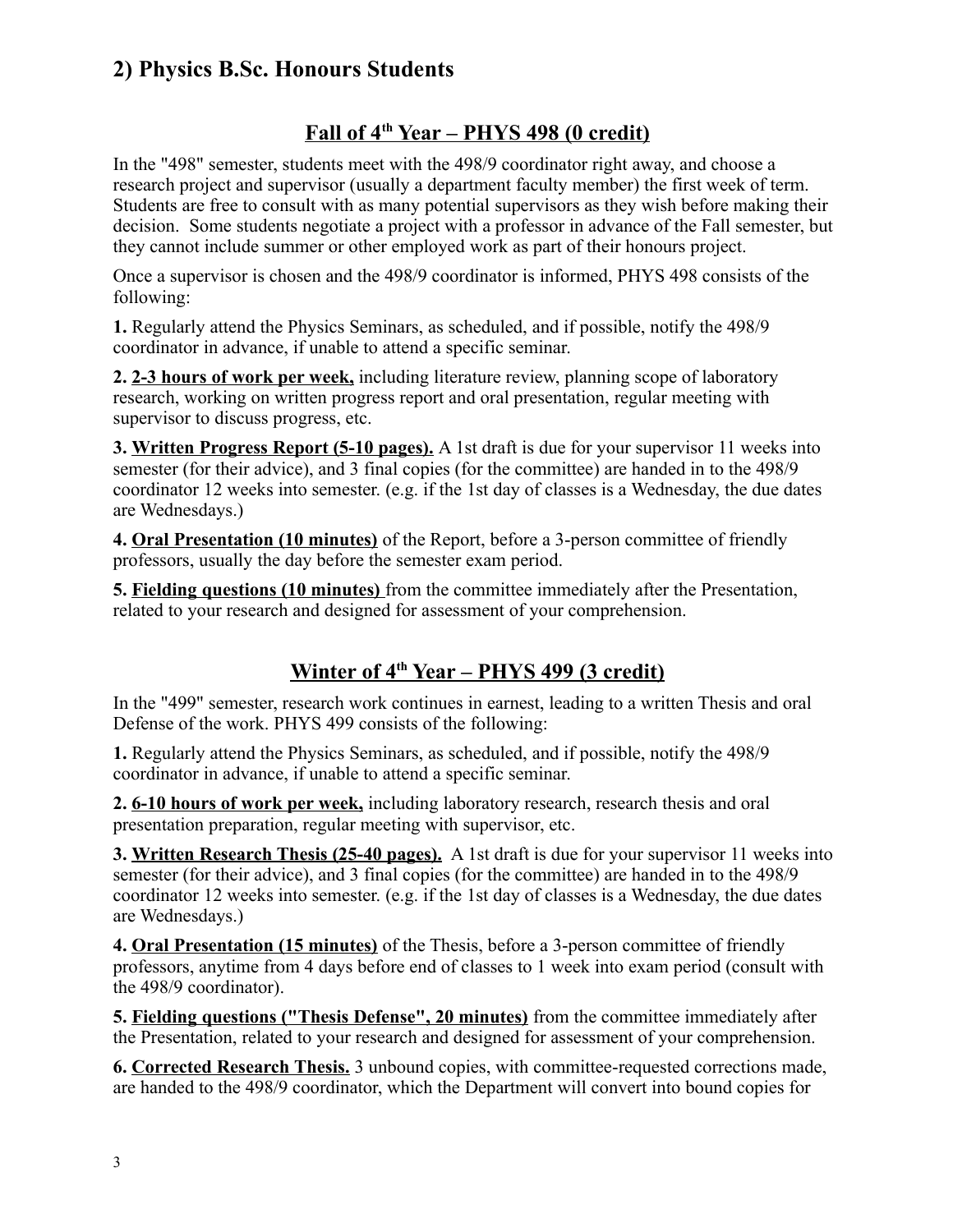## 2) Physics B.Sc. Honours Students

### Fall of 4th Year – PHYS 498 (0 credit)

In the "498" semester, students meet with the 498/9 coordinator right away, and choose a research project and supervisor (usually a department faculty member) the first week of term. Students are free to consult with as many potential supervisors as they wish before making their decision. Some students negotiate a project with a professor in advance of the Fall semester, but they cannot include summer or other employed work as part of their honours project.

Once a supervisor is chosen and the 498/9 coordinator is informed, PHYS 498 consists of the following:

**1.** Regularly attend the Physics Seminars, as scheduled, and if possible, notify the 498/9 coordinator in advance, if unable to attend a specific seminar.

**2.** **2-3 hours of work per week,** including literature review, planning scope of laboratory research, working on written progress report and oral presentation, regular meeting with supervisor to discuss progress, etc.

**3.** **Written Progress Report (5-10 pages).** A 1st draft is due for your supervisor 11 weeks into semester (for their advice), and 3 final copies (for the committee) are handed in to the 498/9 coordinator 12 weeks into semester. (e.g. if the 1st day of classes is a Wednesday, the due dates are Wednesdays.)

**4.** **Oral Presentation (10 minutes)** of the Report, before a 3-person committee of friendly professors, usually the day before the semester exam period.

**5.** **Fielding questions (10 minutes)** from the committee immediately after the Presentation, related to your research and designed for assessment of your comprehension.

### Winter of 4th Year – PHYS 499 (3 credit)

In the "499" semester, research work continues in earnest, leading to a written Thesis and oral Defense of the work. PHYS 499 consists of the following:

**1.** Regularly attend the Physics Seminars, as scheduled, and if possible, notify the 498/9 coordinator in advance, if unable to attend a specific seminar.

**2.** **6-10 hours of work per week,** including laboratory research, research thesis and oral presentation preparation, regular meeting with supervisor, etc.

**3.** **Written Research Thesis (25-40 pages).** A 1st draft is due for your supervisor 11 weeks into semester (for their advice), and 3 final copies (for the committee) are handed in to the 498/9 coordinator 12 weeks into semester. (e.g. if the 1st day of classes is a Wednesday, the due dates are Wednesdays.)

**4.** **Oral Presentation (15 minutes)** of the Thesis, before a 3-person committee of friendly professors, anytime from 4 days before end of classes to 1 week into exam period (consult with the 498/9 coordinator).

**5.** **Fielding questions ("Thesis Defense", 20 minutes)** from the committee immediately after the Presentation, related to your research and designed for assessment of your comprehension.

**6.** **Corrected Research Thesis.** 3 unbound copies, with committee-requested corrections made, are handed to the 498/9 coordinator, which the Department will convert into bound copies for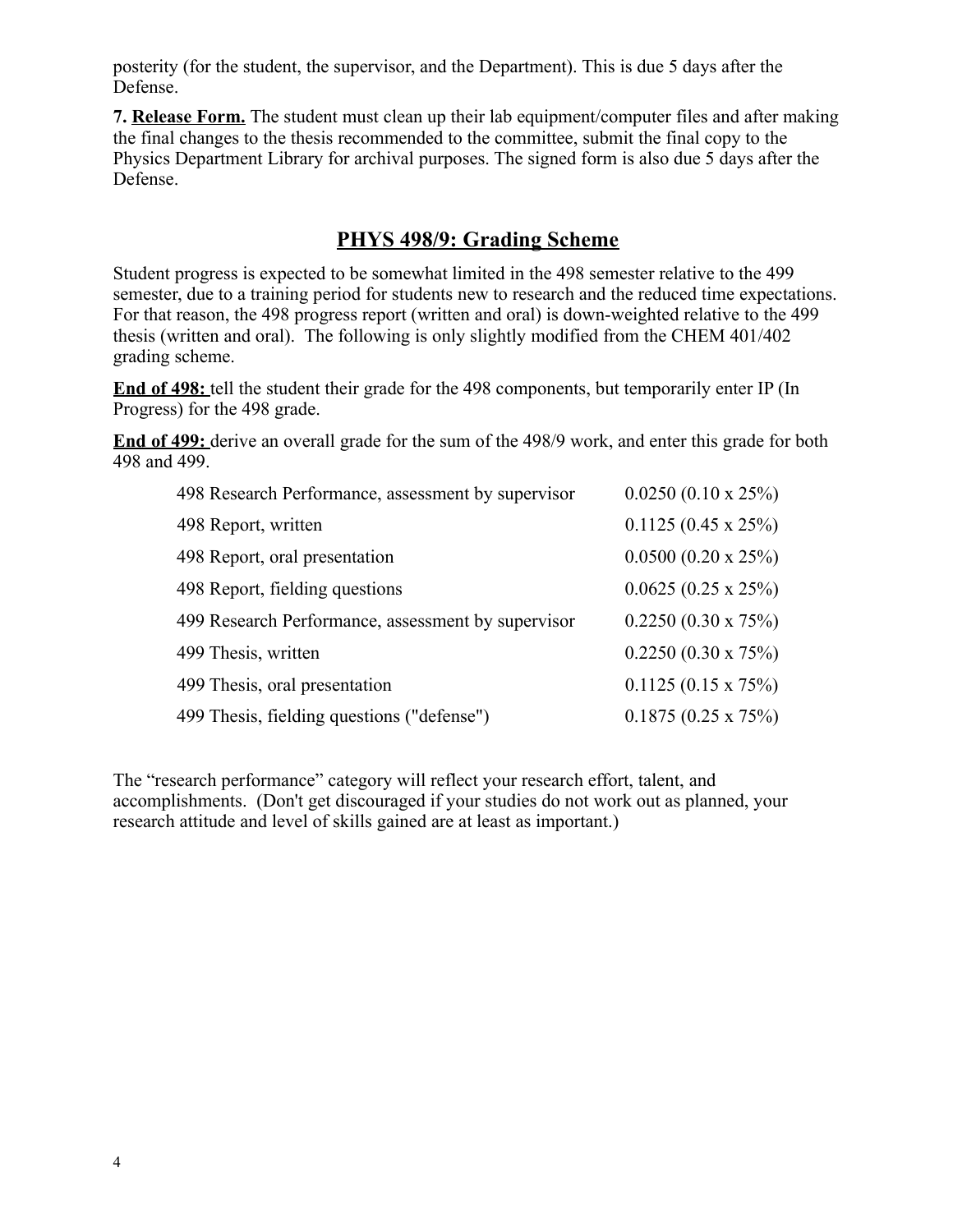posterity (for the student, the supervisor, and the Department). This is due 5 days after the Defense.

**7. Release Form.** The student must clean up their lab equipment/computer files and after making the final changes to the thesis recommended to the committee, submit the final copy to the Physics Department Library for archival purposes. The signed form is also due 5 days after the Defense.

## PHYS 498/9: Grading Scheme

Student progress is expected to be somewhat limited in the 498 semester relative to the 499 semester, due to a training period for students new to research and the reduced time expectations. For that reason, the 498 progress report (written and oral) is down-weighted relative to the 499 thesis (written and oral). The following is only slightly modified from the CHEM 401/402 grading scheme.

**End of 498:** tell the student their grade for the 498 components, but temporarily enter IP (In Progress) for the 498 grade.

**End of 499:** derive an overall grade for the sum of the 498/9 work, and enter this grade for both 498 and 499.

| | |
|---|---|
| 498 Research Performance, assessment by supervisor | 0.0250 (0.10 x 25%) |
| 498 Report, written | 0.1125 (0.45 x 25%) |
| 498 Report, oral presentation | 0.0500 (0.20 x 25%) |
| 498 Report, fielding questions | 0.0625 (0.25 x 25%) |
| 499 Research Performance, assessment by supervisor | 0.2250 (0.30 x 75%) |
| 499 Thesis, written | 0.2250 (0.30 x 75%) |
| 499 Thesis, oral presentation | 0.1125 (0.15 x 75%) |
| 499 Thesis, fielding questions ("defense") | 0.1875 (0.25 x 75%) |

The “research performance” category will reflect your research effort, talent, and accomplishments. (Don't get discouraged if your studies do not work out as planned, your research attitude and level of skills gained are at least as important.)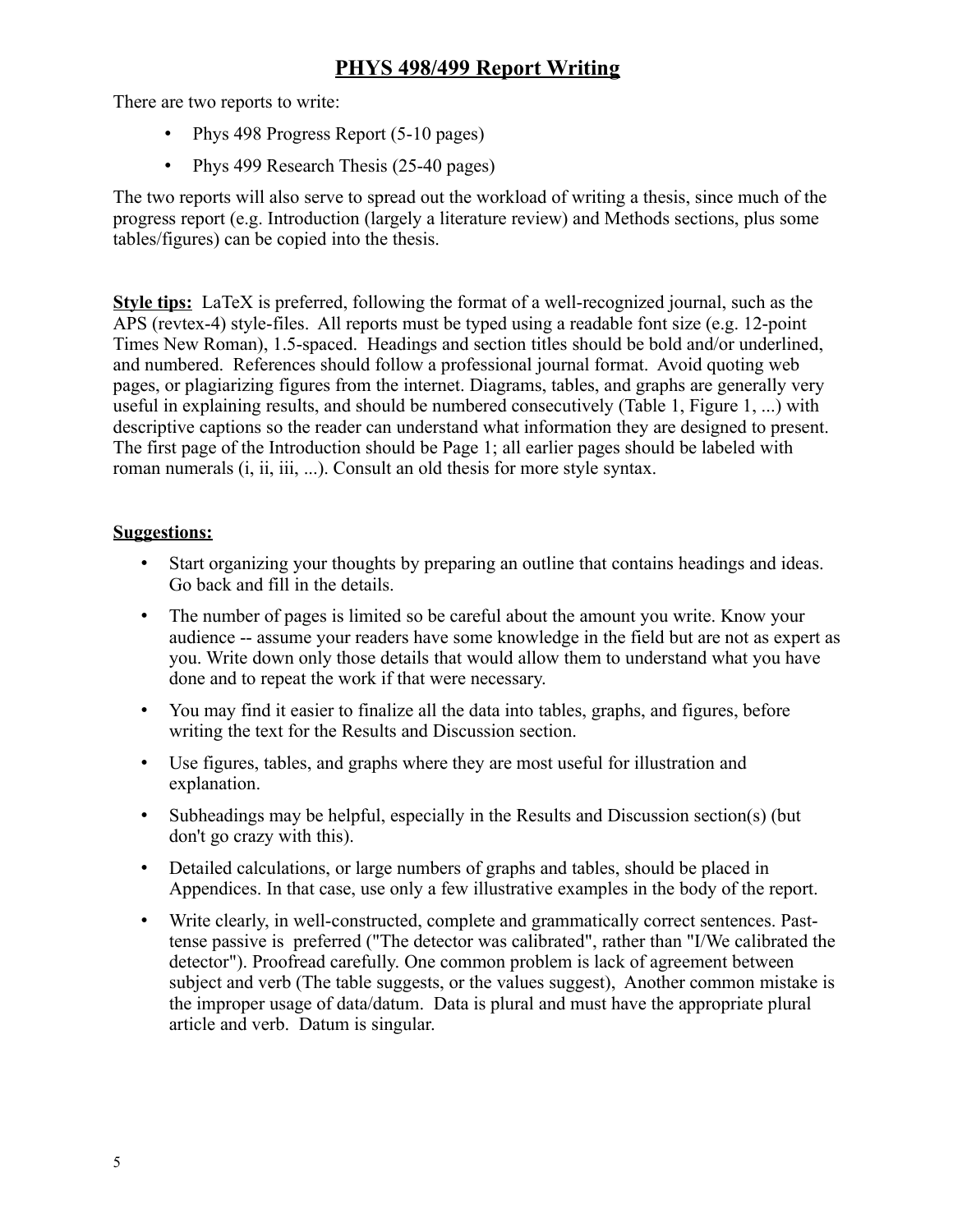# PHYS 498/499 Report Writing

There are two reports to write:

- Phys 498 Progress Report (5-10 pages)
- Phys 499 Research Thesis (25-40 pages)

The two reports will also serve to spread out the workload of writing a thesis, since much of the progress report (e.g. Introduction (largely a literature review) and Methods sections, plus some tables/figures) can be copied into the thesis.

**Style tips:** LaTeX is preferred, following the format of a well-recognized journal, such as the APS (revtex-4) style-files. All reports must be typed using a readable font size (e.g. 12-point Times New Roman), 1.5-spaced. Headings and section titles should be bold and/or underlined, and numbered. References should follow a professional journal format. Avoid quoting web pages, or plagiarizing figures from the internet. Diagrams, tables, and graphs are generally very useful in explaining results, and should be numbered consecutively (Table 1, Figure 1, ...) with descriptive captions so the reader can understand what information they are designed to present. The first page of the Introduction should be Page 1; all earlier pages should be labeled with roman numerals (i, ii, iii, ...). Consult an old thesis for more style syntax.

**Suggestions:**

- Start organizing your thoughts by preparing an outline that contains headings and ideas. Go back and fill in the details.
- The number of pages is limited so be careful about the amount you write. Know your audience -- assume your readers have some knowledge in the field but are not as expert as you. Write down only those details that would allow them to understand what you have done and to repeat the work if that were necessary.
- You may find it easier to finalize all the data into tables, graphs, and figures, before writing the text for the Results and Discussion section.
- Use figures, tables, and graphs where they are most useful for illustration and explanation.
- Subheadings may be helpful, especially in the Results and Discussion section(s) (but don't go crazy with this).
- Detailed calculations, or large numbers of graphs and tables, should be placed in Appendices. In that case, use only a few illustrative examples in the body of the report.
- Write clearly, in well-constructed, complete and grammatically correct sentences. Past-tense passive is preferred ("The detector was calibrated", rather than "I/We calibrated the detector"). Proofread carefully. One common problem is lack of agreement between subject and verb (The table suggests, or the values suggest), Another common mistake is the improper usage of data/datum. Data is plural and must have the appropriate plural article and verb. Datum is singular.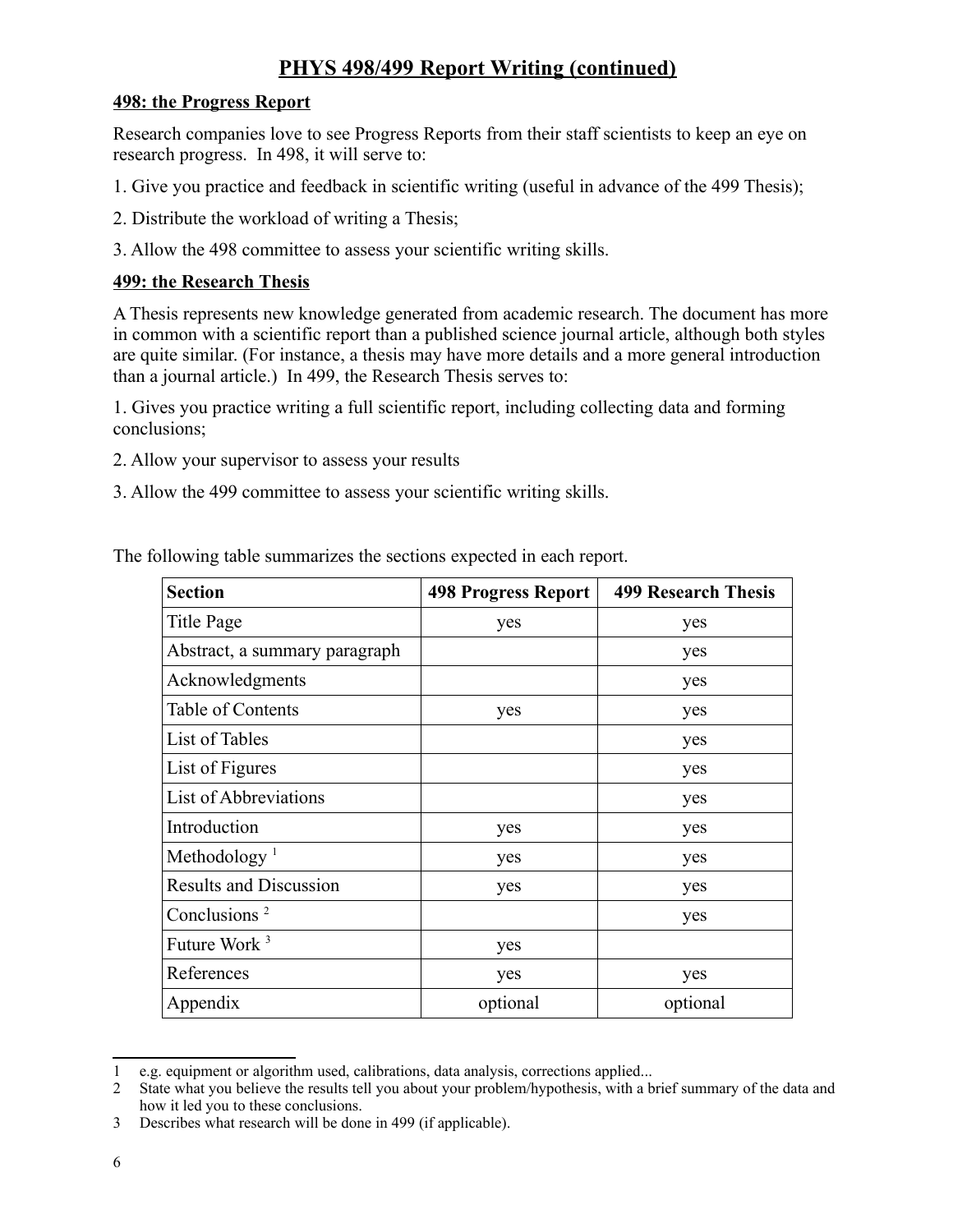# PHYS 498/499 Report Writing (continued)

## 498: the Progress Report

Research companies love to see Progress Reports from their staff scientists to keep an eye on research progress. In 498, it will serve to:

1. Give you practice and feedback in scientific writing (useful in advance of the 499 Thesis);

2. Distribute the workload of writing a Thesis;

3. Allow the 498 committee to assess your scientific writing skills.

## 499: the Research Thesis

A Thesis represents new knowledge generated from academic research. The document has more in common with a scientific report than a published science journal article, although both styles are quite similar. (For instance, a thesis may have more details and a more general introduction than a journal article.) In 499, the Research Thesis serves to:

1. Gives you practice writing a full scientific report, including collecting data and forming conclusions;

2. Allow your supervisor to assess your results

3. Allow the 499 committee to assess your scientific writing skills.

The following table summarizes the sections expected in each report.

| Section | 498 Progress Report | 499 Research Thesis |
|---|---|---|
| Title Page | yes | yes |
| Abstract, a summary paragraph | | yes |
| Acknowledgments | | yes |
| Table of Contents | yes | yes |
| List of Tables | | yes |
| List of Figures | | yes |
| List of Abbreviations | | yes |
| Introduction | yes | yes |
| Methodology [1] | yes | yes |
| Results and Discussion | yes | yes |
| Conclusions [2] | | yes |
| Future Work [3] | yes | |
| References | yes | yes |
| Appendix | optional | optional |

1 e.g. equipment or algorithm used, calibrations, data analysis, corrections applied...

2 State what you believe the results tell you about your problem/hypothesis, with a brief summary of the data and how it led you to these conclusions.

3 Describes what research will be done in 499 (if applicable).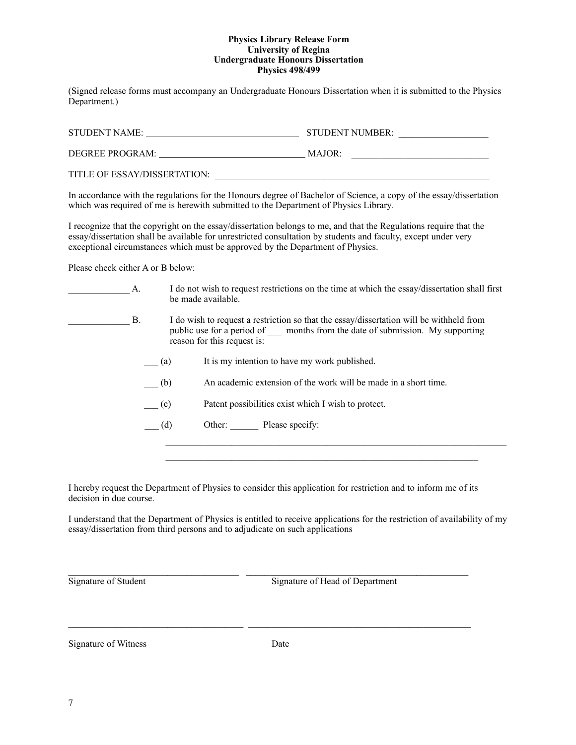**Physics Library Release Form**
**University of Regina**
**Undergraduate Honours Dissertation**
**Physics 498/499**

(Signed release forms must accompany an Undergraduate Honours Dissertation when it is submitted to the Physics Department.)

STUDENT NAME: ________________________________ STUDENT NUMBER: ___________________

DEGREE PROGRAM: ______________________________ MAJOR: _____________________________

TITLE OF ESSAY/DISSERTATION: ____________________________________________________________

In accordance with the regulations for the Honours degree of Bachelor of Science, a copy of the essay/dissertation which was required of me is herewith submitted to the Department of Physics Library.

I recognize that the copyright on the essay/dissertation belongs to me, and that the Regulations require that the essay/dissertation shall be available for unrestricted consultation by students and faculty, except under very exceptional circumstances which must be approved by the Department of Physics.

Please check either A or B below:

_____________ A. I do not wish to request restrictions on the time at which the essay/dissertation shall first be made available.

_____________ B. I do wish to request a restriction so that the essay/dissertation will be withheld from public use for a period of ___ months from the date of submission. My supporting reason for this request is:

___ (a) It is my intention to have my work published.

___ (b) An academic extension of the work will be made in a short time.

___ (c) Patent possibilities exist which I wish to protect.

___ (d) Other: ______ Please specify:

_________________________________________________________________________

_________________________________________________________________________

I hereby request the Department of Physics to consider this application for restriction and to inform me of its decision in due course.

I understand that the Department of Physics is entitled to receive applications for the restriction of availability of my essay/dissertation from third persons and to adjudicate on such applications

____________________________________ ____________________________________

Signature of Student Signature of Head of Department

____________________________________ ____________________________________

Signature of Witness Date